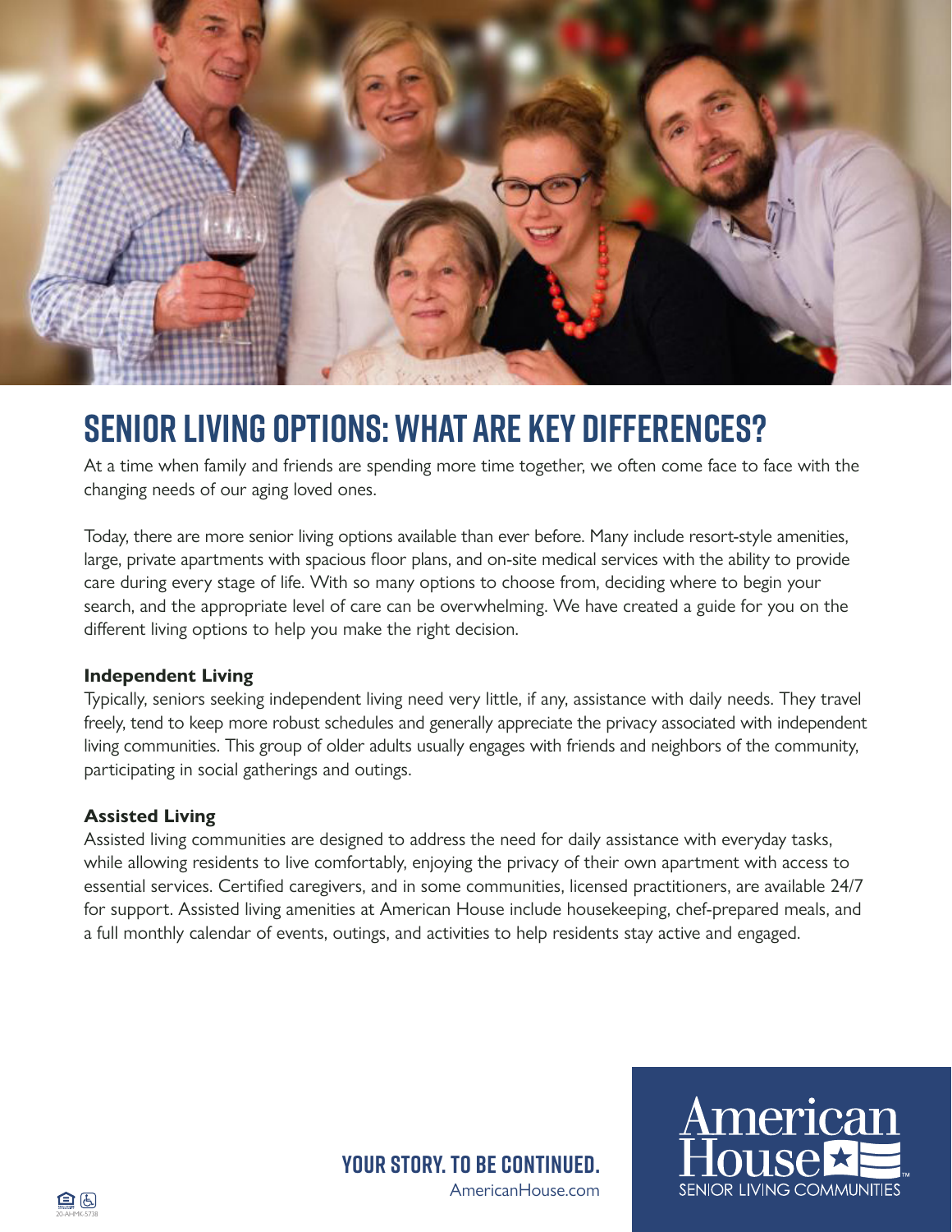# SENIOR LIVING OPTIONS: WHAT ARE KEY DIFFERENCES?

At a time when family and friends are spending more time together, we often come face to face with the changing needs of our aging loved ones.

Today, there are more senior living options available than ever before. Many include resort-style amenities, large, private apartments with spacious floor plans, and on-site medical services with the ability to provide care during every stage of life. With so many options to choose from, deciding where to begin your search, and the appropriate level of care can be overwhelming. We have created a guide for you on the different living options to help you make the right decision.

**Independent Living**

Typically, seniors seeking independent living need very little, if any, assistance with daily needs. They travel freely, tend to keep more robust schedules and generally appreciate the privacy associated with independent living communities. This group of older adults usually engages with friends and neighbors of the community, participating in social gatherings and outings.

**Assisted Living**

Assisted living communities are designed to address the need for daily assistance with everyday tasks, while allowing residents to live comfortably, enjoying the privacy of their own apartment with access to essential services. Certified caregivers, and in some communities, licensed practitioners, are available 24/7 for support. Assisted living amenities at American House include housekeeping, chef-prepared meals, and a full monthly calendar of events, outings, and activities to help residents stay active and engaged.

**YOUR STORY. TO BE CONTINUED.**

AmericanHouse.com

American House SENIOR LIVING COMMUNITIES™

20-AHMK-5738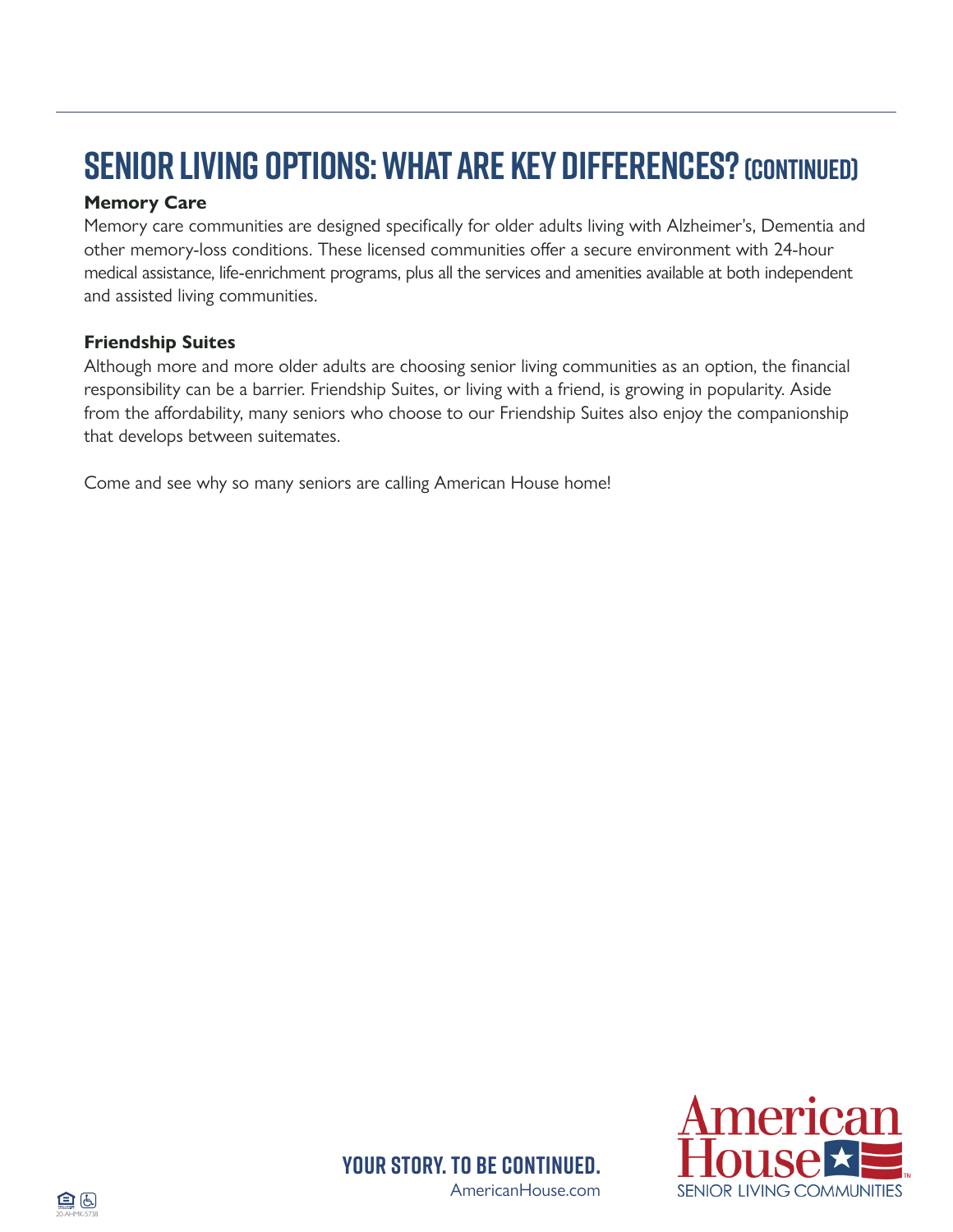# SENIOR LIVING OPTIONS: WHAT ARE KEY DIFFERENCES? (CONTINUED)

**Memory Care**

Memory care communities are designed specifically for older adults living with Alzheimer's, Dementia and other memory-loss conditions. These licensed communities offer a secure environment with 24-hour medical assistance, life-enrichment programs, plus all the services and amenities available at both independent and assisted living communities.

**Friendship Suites**

Although more and more older adults are choosing senior living communities as an option, the financial responsibility can be a barrier. Friendship Suites, or living with a friend, is growing in popularity. Aside from the affordability, many seniors who choose to our Friendship Suites also enjoy the companionship that develops between suitemates.

Come and see why so many seniors are calling American House home!

**YOUR STORY. TO BE CONTINUED.**

AmericanHouse.com

American House

SENIOR LIVING COMMUNITIES

20-AHMK-5738